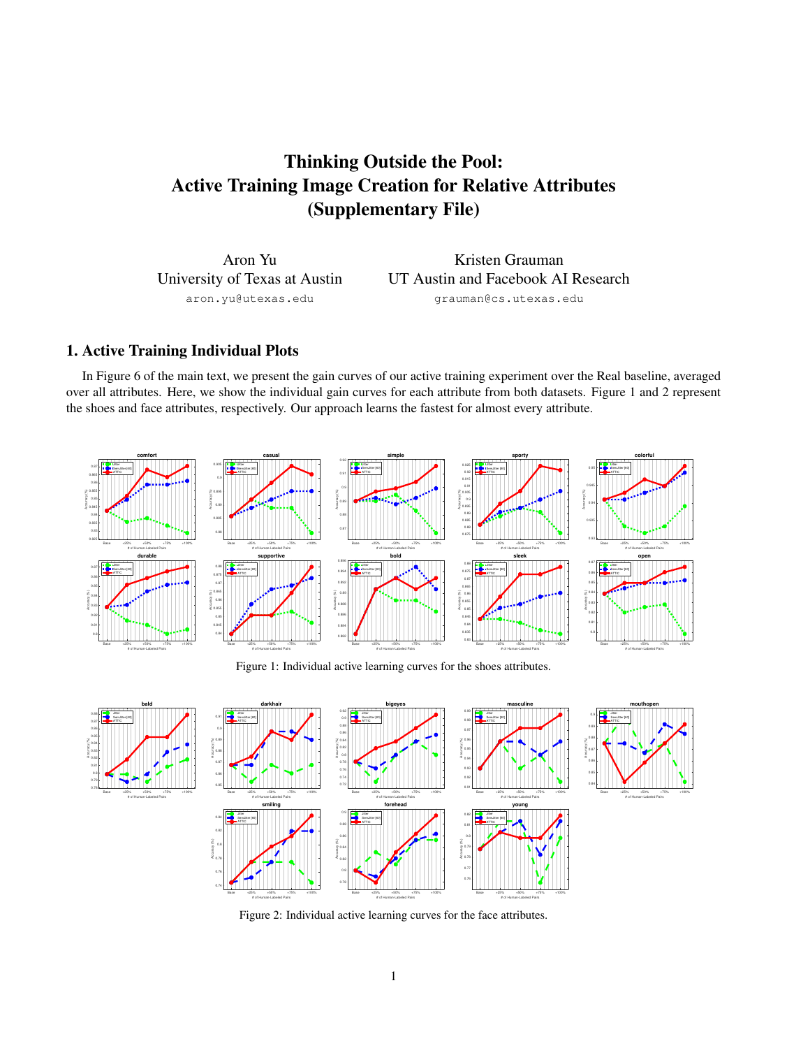# Thinking Outside the Pool: Active Training Image Creation for Relative Attributes (Supplementary File)

Aron Yu
University of Texas at Austin
aron.yu@utexas.edu

Kristen Grauman
UT Austin and Facebook AI Research
grauman@cs.utexas.edu

## 1. Active Training Individual Plots

In Figure 6 of the main text, we present the gain curves of our active training experiment over the Real baseline, averaged over all attributes. Here, we show the individual gain curves for each attribute from both datasets. Figure 1 and 2 represent the shoes and face attributes, respectively. Our approach learns the fastest for almost every attribute.

Figure 1: Individual active learning curves for the shoes attributes.

Figure 2: Individual active learning curves for the face attributes.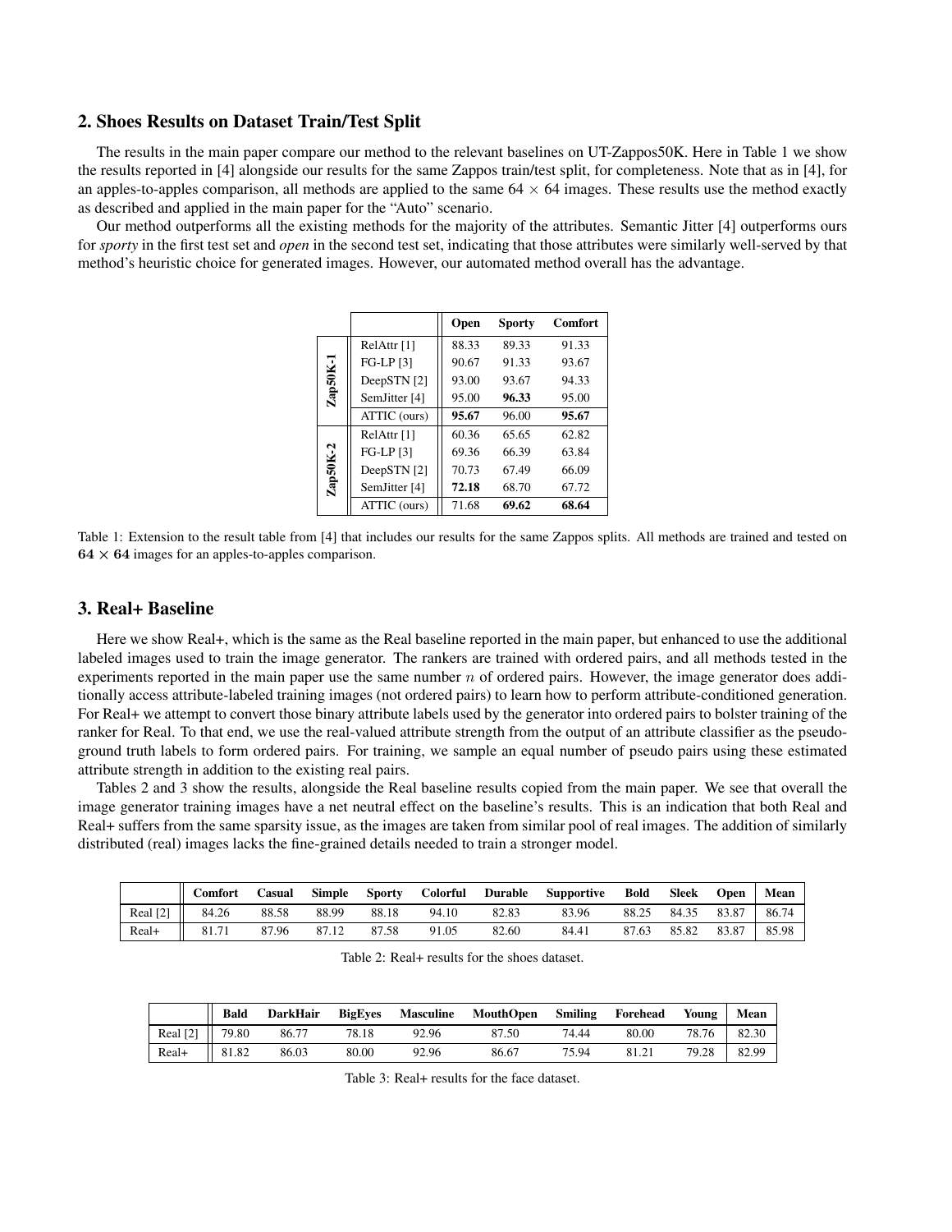## 2. Shoes Results on Dataset Train/Test Split

The results in the main paper compare our method to the relevant baselines on UT-Zappos50K. Here in Table 1 we show the results reported in [4] alongside our results for the same Zappos train/test split, for completeness. Note that as in [4], for an apples-to-apples comparison, all methods are applied to the same $64 \times 64$ images. These results use the method exactly as described and applied in the main paper for the "Auto" scenario.

Our method outperforms all the existing methods for the majority of the attributes. Semantic Jitter [4] outperforms ours for *sporty* in the first test set and *open* in the second test set, indicating that those attributes were similarly well-served by that method's heuristic choice for generated images. However, our automated method overall has the advantage.

| | | Open | Sporty | Comfort |
|---|---|---|---|---|
| Zap50K-1 | RelAttr [1] | 88.33 | 89.33 | 91.33 |
| | FG-LP [3] | 90.67 | 91.33 | 93.67 |
| | DeepSTN [2] | 93.00 | 93.67 | 94.33 |
| | SemJitter [4] | 95.00 | **96.33** | 95.00 |
| | ATTIC (ours) | **95.67** | 96.00 | **95.67** |
| Zap50K-2 | RelAttr [1] | 60.36 | 65.65 | 62.82 |
| | FG-LP [3] | 69.36 | 66.39 | 63.84 |
| | DeepSTN [2] | 70.73 | 67.49 | 66.09 |
| | SemJitter [4] | **72.18** | 68.70 | 67.72 |
| | ATTIC (ours) | 71.68 | **69.62** | **68.64** |

Table 1: Extension to the result table from [4] that includes our results for the same Zappos splits. All methods are trained and tested on $64 \times 64$ images for an apples-to-apples comparison.

## 3. Real+ Baseline

Here we show Real+, which is the same as the Real baseline reported in the main paper, but enhanced to use the additional labeled images used to train the image generator. The rankers are trained with ordered pairs, and all methods tested in the experiments reported in the main paper use the same number $n$ of ordered pairs. However, the image generator does additionally access attribute-labeled training images (not ordered pairs) to learn how to perform attribute-conditioned generation. For Real+ we attempt to convert those binary attribute labels used by the generator into ordered pairs to bolster training of the ranker for Real. To that end, we use the real-valued attribute strength from the output of an attribute classifier as the pseudo-ground truth labels to form ordered pairs. For training, we sample an equal number of pseudo pairs using these estimated attribute strength in addition to the existing real pairs.

Tables 2 and 3 show the results, alongside the Real baseline results copied from the main paper. We see that overall the image generator training images have a net neutral effect on the baseline's results. This is an indication that both Real and Real+ suffers from the same sparsity issue, as the images are taken from similar pool of real images. The addition of similarly distributed (real) images lacks the fine-grained details needed to train a stronger model.

| | Comfort | Casual | Simple | Sporty | Colorful | Durable | Supportive | Bold | Sleek | Open | Mean |
|---|---|---|---|---|---|---|---|---|---|---|---|
| Real [2] | 84.26 | 88.58 | 88.99 | 88.18 | 94.10 | 82.83 | 83.96 | 88.25 | 84.35 | 83.87 | 86.74 |
| Real+ | 81.71 | 87.96 | 87.12 | 87.58 | 91.05 | 82.60 | 84.41 | 87.63 | 85.82 | 83.87 | 85.98 |

Table 2: Real+ results for the shoes dataset.

| | Bald | DarkHair | BigEyes | Masculine | MouthOpen | Smiling | Forehead | Young | Mean |
|---|---|---|---|---|---|---|---|---|---|
| Real [2] | 79.80 | 86.77 | 78.18 | 92.96 | 87.50 | 74.44 | 80.00 | 78.76 | 82.30 |
| Real+ | 81.82 | 86.03 | 80.00 | 92.96 | 86.67 | 75.94 | 81.21 | 79.28 | 82.99 |

Table 3: Real+ results for the face dataset.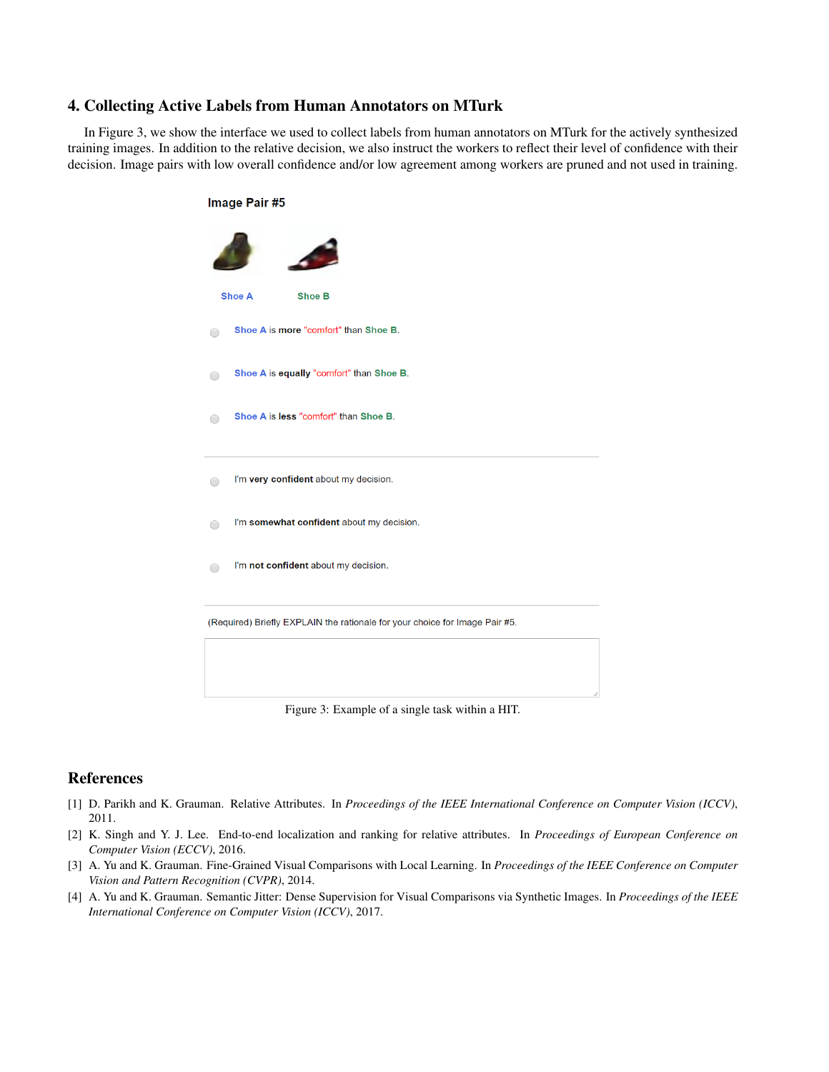## 4. Collecting Active Labels from Human Annotators on MTurk

In Figure 3, we show the interface we used to collect labels from human annotators on MTurk for the actively synthesized training images. In addition to the relative decision, we also instruct the workers to reflect their level of confidence with their decision. Image pairs with low overall confidence and/or low agreement among workers are pruned and not used in training.

Image Pair #5

Shoe A

Shoe B

Shoe A is **more** "comfort" than Shoe B.

Shoe A is **equally** "comfort" than Shoe B.

Shoe A is **less** "comfort" than Shoe B.

I'm **very confident** about my decision.

I'm **somewhat confident** about my decision.

I'm **not confident** about my decision.

(Required) Briefly EXPLAIN the rationale for your choice for Image Pair #5.

Figure 3: Example of a single task within a HIT.

## References

[1] D. Parikh and K. Grauman. Relative Attributes. In *Proceedings of the IEEE International Conference on Computer Vision (ICCV)*, 2011.

[2] K. Singh and Y. J. Lee. End-to-end localization and ranking for relative attributes. In *Proceedings of European Conference on Computer Vision (ECCV)*, 2016.

[3] A. Yu and K. Grauman. Fine-Grained Visual Comparisons with Local Learning. In *Proceedings of the IEEE Conference on Computer Vision and Pattern Recognition (CVPR)*, 2014.

[4] A. Yu and K. Grauman. Semantic Jitter: Dense Supervision for Visual Comparisons via Synthetic Images. In *Proceedings of the IEEE International Conference on Computer Vision (ICCV)*, 2017.